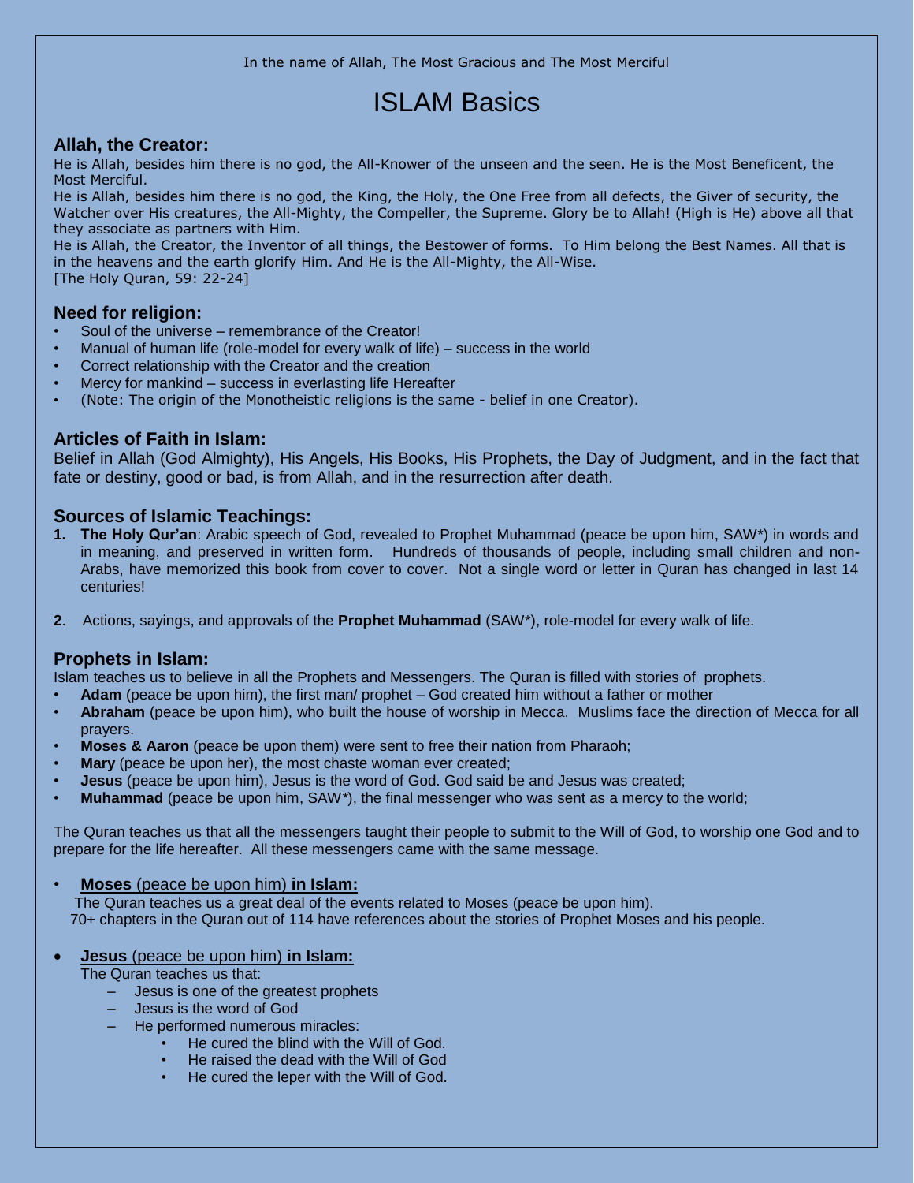In the name of Allah, The Most Gracious and The Most Merciful

# ISLAM Basics

## Allah, the Creator:

He is Allah, besides him there is no god, the All-Knower of the unseen and the seen. He is the Most Beneficent, the Most Merciful.

He is Allah, besides him there is no god, the King, the Holy, the One Free from all defects, the Giver of security, the Watcher over His creatures, the All-Mighty, the Compeller, the Supreme. Glory be to Allah! (High is He) above all that they associate as partners with Him.

He is Allah, the Creator, the Inventor of all things, the Bestower of forms. To Him belong the Best Names. All that is in the heavens and the earth glorify Him. And He is the All-Mighty, the All-Wise.

[The Holy Quran, 59: 22-24]

## Need for religion:

- Soul of the universe – remembrance of the Creator!
- Manual of human life (role-model for every walk of life) – success in the world
- Correct relationship with the Creator and the creation
- Mercy for mankind – success in everlasting life Hereafter
- (Note: The origin of the Monotheistic religions is the same - belief in one Creator).

## Articles of Faith in Islam:

Belief in Allah (God Almighty), His Angels, His Books, His Prophets, the Day of Judgment, and in the fact that fate or destiny, good or bad, is from Allah, and in the resurrection after death.

## Sources of Islamic Teachings:

1. **The Holy Qur'an**: Arabic speech of God, revealed to Prophet Muhammad (peace be upon him, SAW*) in words and in meaning, and preserved in written form. Hundreds of thousands of people, including small children and non-Arabs, have memorized this book from cover to cover. Not a single word or letter in Quran has changed in last 14 centuries!

2. Actions, sayings, and approvals of the **Prophet Muhammad** (SAW*), role-model for every walk of life.

## Prophets in Islam:

Islam teaches us to believe in all the Prophets and Messengers. The Quran is filled with stories of prophets.

- **Adam** (peace be upon him), the first man/ prophet – God created him without a father or mother
- **Abraham** (peace be upon him), who built the house of worship in Mecca. Muslims face the direction of Mecca for all prayers.
- **Moses & Aaron** (peace be upon them) were sent to free their nation from Pharaoh;
- **Mary** (peace be upon her), the most chaste woman ever created;
- **Jesus** (peace be upon him), Jesus is the word of God. God said be and Jesus was created;
- **Muhammad** (peace be upon him, SAW*), the final messenger who was sent as a mercy to the world;

The Quran teaches us that all the messengers taught their people to submit to the Will of God, to worship one God and to prepare for the life hereafter. All these messengers came with the same message.

- **Moses** (peace be upon him) **in Islam:**

  The Quran teaches us a great deal of the events related to Moses (peace be upon him).
  70+ chapters in the Quran out of 114 have references about the stories of Prophet Moses and his people.

- **Jesus** (peace be upon him) **in Islam:**

  The Quran teaches us that:
  - Jesus is one of the greatest prophets
  - Jesus is the word of God
  - He performed numerous miracles:
    - He cured the blind with the Will of God.
    - He raised the dead with the Will of God
    - He cured the leper with the Will of God.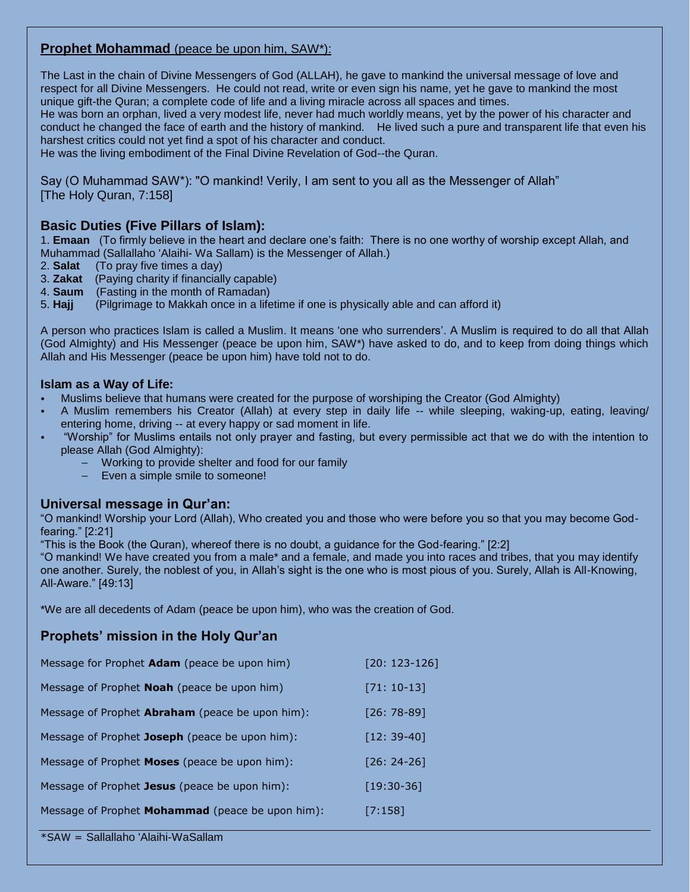## Prophet Mohammad (peace be upon him, SAW*):

The Last in the chain of Divine Messengers of God (ALLAH), he gave to mankind the universal message of love and respect for all Divine Messengers. He could not read, write or even sign his name, yet he gave to mankind the most unique gift-the Quran; a complete code of life and a living miracle across all spaces and times.
He was born an orphan, lived a very modest life, never had much worldly means, yet by the power of his character and conduct he changed the face of earth and the history of mankind. He lived such a pure and transparent life that even his harshest critics could not yet find a spot of his character and conduct.
He was the living embodiment of the Final Divine Revelation of God--the Quran.

Say (O Muhammad SAW*): "O mankind! Verily, I am sent to you all as the Messenger of Allah"
[The Holy Quran, 7:158]

## Basic Duties (Five Pillars of Islam):

1. **Emaan** (To firmly believe in the heart and declare one's faith: There is no one worthy of worship except Allah, and Muhammad (Sallallaho 'Alaihi- Wa Sallam) is the Messenger of Allah.)
2. **Salat** (To pray five times a day)
3. **Zakat** (Paying charity if financially capable)
4. **Saum** (Fasting in the month of Ramadan)
5. **Hajj** (Pilgrimage to Makkah once in a lifetime if one is physically able and can afford it)

A person who practices Islam is called a Muslim. It means 'one who surrenders'. A Muslim is required to do all that Allah (God Almighty) and His Messenger (peace be upon him, SAW*) have asked to do, and to keep from doing things which Allah and His Messenger (peace be upon him) have told not to do.

### Islam as a Way of Life:

- Muslims believe that humans were created for the purpose of worshiping the Creator (God Almighty)
- A Muslim remembers his Creator (Allah) at every step in daily life -- while sleeping, waking-up, eating, leaving/ entering home, driving -- at every happy or sad moment in life.
- "Worship" for Muslims entails not only prayer and fasting, but every permissible act that we do with the intention to please Allah (God Almighty):
  - Working to provide shelter and food for our family
  - Even a simple smile to someone!

## Universal message in Qur'an:

"O mankind! Worship your Lord (Allah), Who created you and those who were before you so that you may become God-fearing." [2:21]
"This is the Book (the Quran), whereof there is no doubt, a guidance for the God-fearing." [2:2]
"O mankind! We have created you from a male* and a female, and made you into races and tribes, that you may identify one another. Surely, the noblest of you, in Allah's sight is the one who is most pious of you. Surely, Allah is All-Knowing, All-Aware." [49:13]

*We are all decedents of Adam (peace be upon him), who was the creation of God.

## Prophets' mission in the Holy Qur'an

| | |
|---|---|
| Message for Prophet **Adam** (peace be upon him) | [20: 123-126] |
| Message of Prophet **Noah** (peace be upon him) | [71: 10-13] |
| Message of Prophet **Abraham** (peace be upon him): | [26: 78-89] |
| Message of Prophet **Joseph** (peace be upon him): | [12: 39-40] |
| Message of Prophet **Moses** (peace be upon him): | [26: 24-26] |
| Message of Prophet **Jesus** (peace be upon him): | [19:30-36] |
| Message of Prophet **Mohammad** (peace be upon him): | [7:158] |

*SAW = Sallallaho 'Alaihi-WaSallam